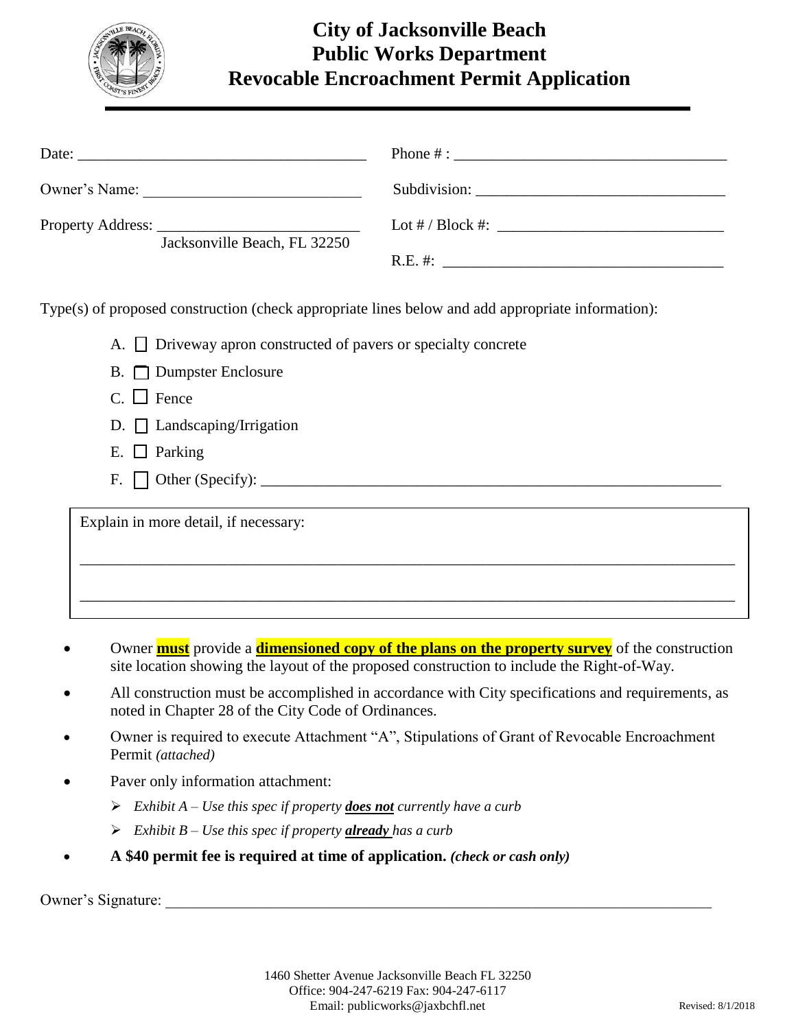# City of Jacksonville Beach
## Public Works Department
## Revocable Encroachment Permit Application

Date: ______________________________________ Phone # : ____________________________________

Owner's Name: ____________________________ Subdivision: ________________________________

Property Address: __________________________ Lot # / Block #: _____________________________
Jacksonville Beach, FL 32250

R.E. #: ____________________________________

Type(s) of proposed construction (check appropriate lines below and add appropriate information):

A. ☐ Driveway apron constructed of pavers or specialty concrete

B. ☐ Dumpster Enclosure

C. ☐ Fence

D. ☐ Landscaping/Irrigation

E. ☐ Parking

F. ☐ Other (Specify): ____________________________________________________________

Explain in more detail, if necessary:

______________________________________________________________________________

______________________________________________________________________________

- Owner **must** provide a **dimensioned copy of the plans on the property survey** of the construction site location showing the layout of the proposed construction to include the Right-of-Way.
- All construction must be accomplished in accordance with City specifications and requirements, as noted in Chapter 28 of the City Code of Ordinances.
- Owner is required to execute Attachment "A", Stipulations of Grant of Revocable Encroachment Permit *(attached)*
- Paver only information attachment:
  - *Exhibit A – Use this spec if property **does not** currently have a curb*
  - *Exhibit B – Use this spec if property **already** has a curb*
- **A $40 permit fee is required at time of application.** ***(check or cash only)***

Owner's Signature: __________________________________________________________________

1460 Shetter Avenue Jacksonville Beach FL 32250
Office: 904-247-6219 Fax: 904-247-6117
Email: publicworks@jaxbchfl.net

Revised: 8/1/2018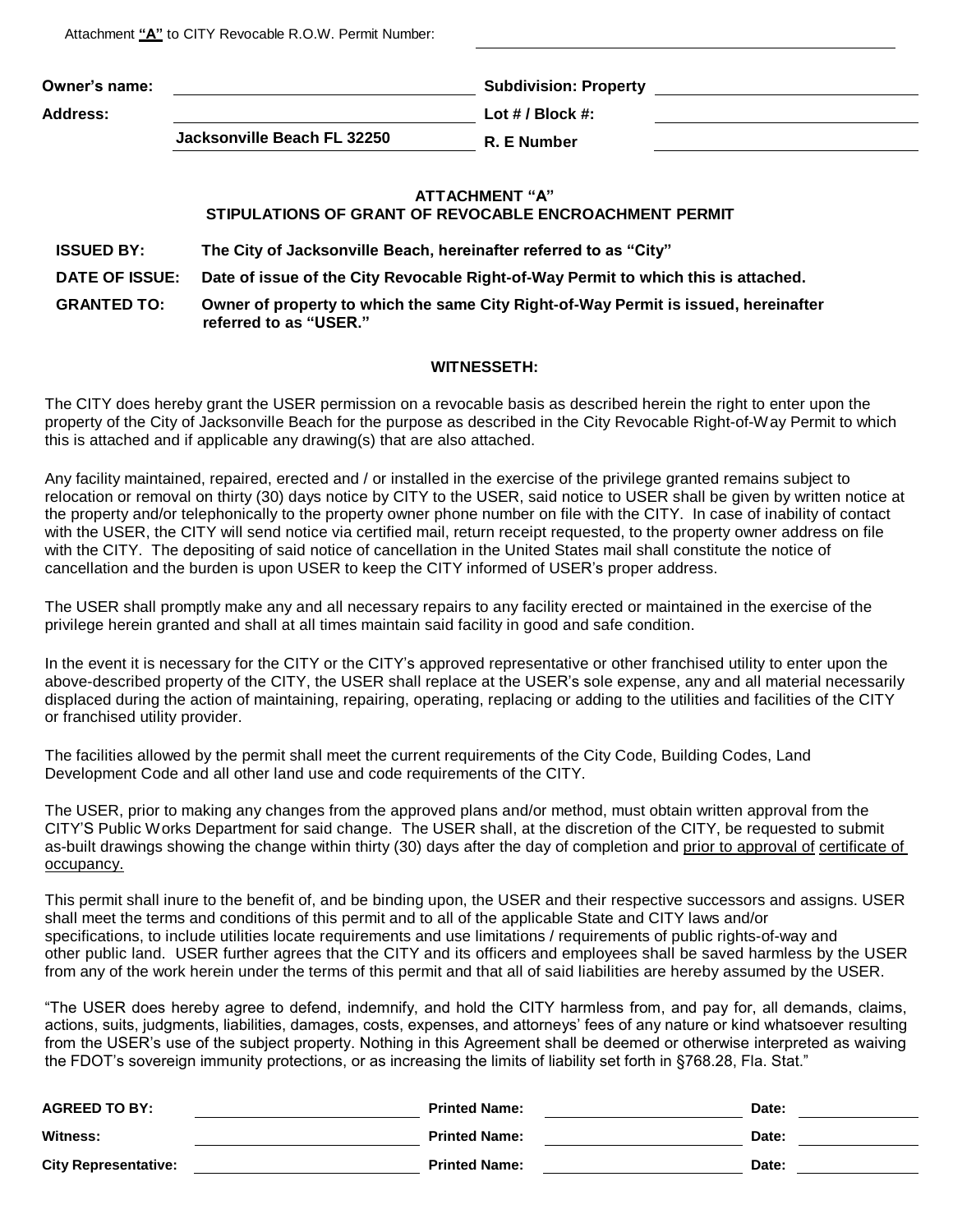Attachment **"A"** to CITY Revocable R.O.W. Permit Number: ____________________

| | | | |
|---|---|---|---|
| **Owner's name:** | | **Subdivision: Property** | |
| **Address:** | | **Lot # / Block #:** | |
| | **Jacksonville Beach FL 32250** | **R. E Number** | |

**ATTACHMENT "A"**
**STIPULATIONS OF GRANT OF REVOCABLE ENCROACHMENT PERMIT**

**ISSUED BY:** **The City of Jacksonville Beach, hereinafter referred to as "City"**

**DATE OF ISSUE:** **Date of issue of the City Revocable Right-of-Way Permit to which this is attached.**

**GRANTED TO:** **Owner of property to which the same City Right-of-Way Permit is issued, hereinafter referred to as "USER."**

**WITNESSETH:**

The CITY does hereby grant the USER permission on a revocable basis as described herein the right to enter upon the property of the City of Jacksonville Beach for the purpose as described in the City Revocable Right-of-Way Permit to which this is attached and if applicable any drawing(s) that are also attached.

Any facility maintained, repaired, erected and / or installed in the exercise of the privilege granted remains subject to relocation or removal on thirty (30) days notice by CITY to the USER, said notice to USER shall be given by written notice at the property and/or telephonically to the property owner phone number on file with the CITY. In case of inability of contact with the USER, the CITY will send notice via certified mail, return receipt requested, to the property owner address on file with the CITY. The depositing of said notice of cancellation in the United States mail shall constitute the notice of cancellation and the burden is upon USER to keep the CITY informed of USER's proper address.

The USER shall promptly make any and all necessary repairs to any facility erected or maintained in the exercise of the privilege herein granted and shall at all times maintain said facility in good and safe condition.

In the event it is necessary for the CITY or the CITY's approved representative or other franchised utility to enter upon the above-described property of the CITY, the USER shall replace at the USER's sole expense, any and all material necessarily displaced during the action of maintaining, repairing, operating, replacing or adding to the utilities and facilities of the CITY or franchised utility provider.

The facilities allowed by the permit shall meet the current requirements of the City Code, Building Codes, Land Development Code and all other land use and code requirements of the CITY.

The USER, prior to making any changes from the approved plans and/or method, must obtain written approval from the CITY'S Public Works Department for said change. The USER shall, at the discretion of the CITY, be requested to submit as-built drawings showing the change within thirty (30) days after the day of completion and <u>prior to approval of</u> <u>certificate of occupancy.</u>

This permit shall inure to the benefit of, and be binding upon, the USER and their respective successors and assigns. USER shall meet the terms and conditions of this permit and to all of the applicable State and CITY laws and/or specifications, to include utilities locate requirements and use limitations / requirements of public rights-of-way and other public land. USER further agrees that the CITY and its officers and employees shall be saved harmless by the USER from any of the work herein under the terms of this permit and that all of said liabilities are hereby assumed by the USER.

"The USER does hereby agree to defend, indemnify, and hold the CITY harmless from, and pay for, all demands, claims, actions, suits, judgments, liabilities, damages, costs, expenses, and attorneys' fees of any nature or kind whatsoever resulting from the USER's use of the subject property. Nothing in this Agreement shall be deemed or otherwise interpreted as waiving the FDOT's sovereign immunity protections, or as increasing the limits of liability set forth in §768.28, Fla. Stat."

| | | | | | |
|---|---|---|---|---|---|
| **AGREED TO BY:** | | **Printed Name:** | | **Date:** | |
| **Witness:** | | **Printed Name:** | | **Date:** | |
| **City Representative:** | | **Printed Name:** | | **Date:** | |